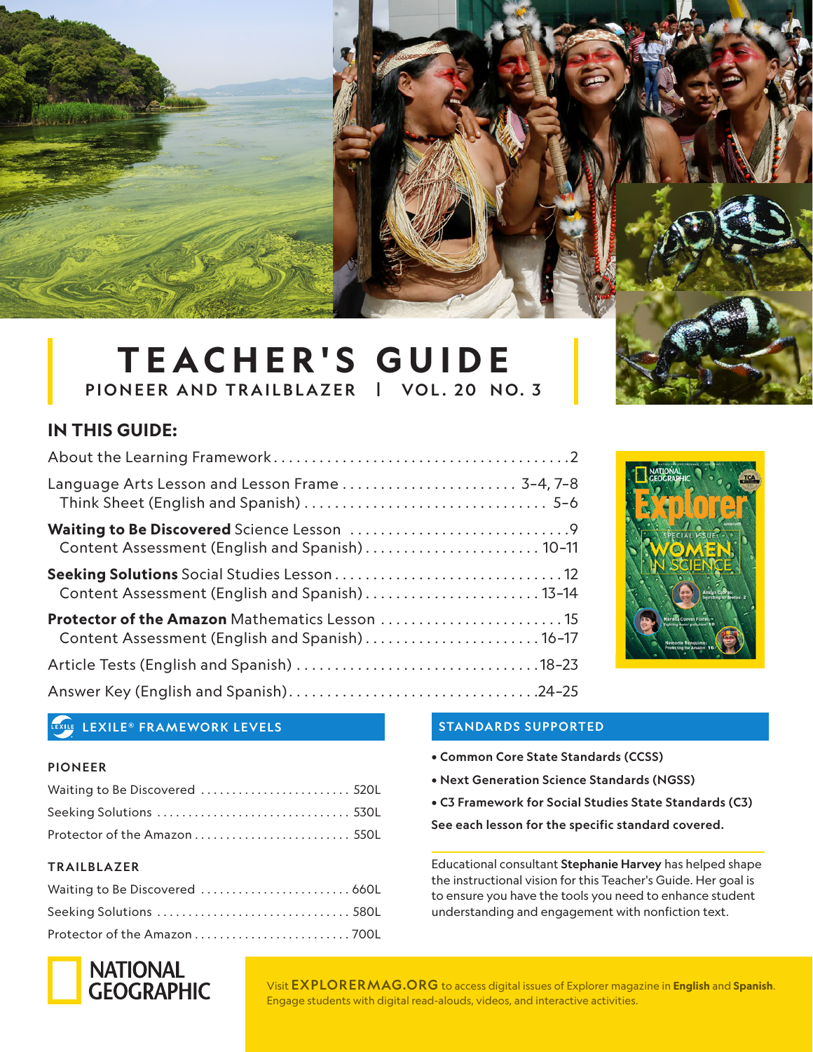# TEACHER'S GUIDE

PIONEER AND TRAILBLAZER | VOL. 20 NO. 3

## IN THIS GUIDE:

About the Learning Framework . . . . . 2

Language Arts Lesson and Lesson Frame . . . . . 3–4, 7–8
Think Sheet (English and Spanish) . . . . . 5–6

**Waiting to Be Discovered** Science Lesson . . . . . 9
Content Assessment (English and Spanish) . . . . . 10–11

**Seeking Solutions** Social Studies Lesson . . . . . 12
Content Assessment (English and Spanish) . . . . . 13–14

**Protector of the Amazon** Mathematics Lesson . . . . . 15
Content Assessment (English and Spanish) . . . . . 16–17

Article Tests (English and Spanish) . . . . . 18–23

Answer Key (English and Spanish) . . . . . 24–25

## LEXILE® FRAMEWORK LEVELS

### PIONEER

| | |
|---|---|
| Waiting to Be Discovered | 520L |
| Seeking Solutions | 530L |
| Protector of the Amazon | 550L |

### TRAILBLAZER

| | |
|---|---|
| Waiting to Be Discovered | 660L |
| Seeking Solutions | 580L |
| Protector of the Amazon | 700L |

## STANDARDS SUPPORTED

- **Common Core State Standards (CCSS)**
- **Next Generation Science Standards (NGSS)**
- **C3 Framework for Social Studies State Standards (C3)**

**See each lesson for the specific standard covered.**

Educational consultant **Stephanie Harvey** has helped shape the instructional vision for this Teacher's Guide. Her goal is to ensure you have the tools you need to enhance student understanding and engagement with nonfiction text.

NATIONAL GEOGRAPHIC

Visit **EXPLORERMAG.ORG** to access digital issues of Explorer magazine in **English** and **Spanish**. Engage students with digital read-alouds, videos, and interactive activities.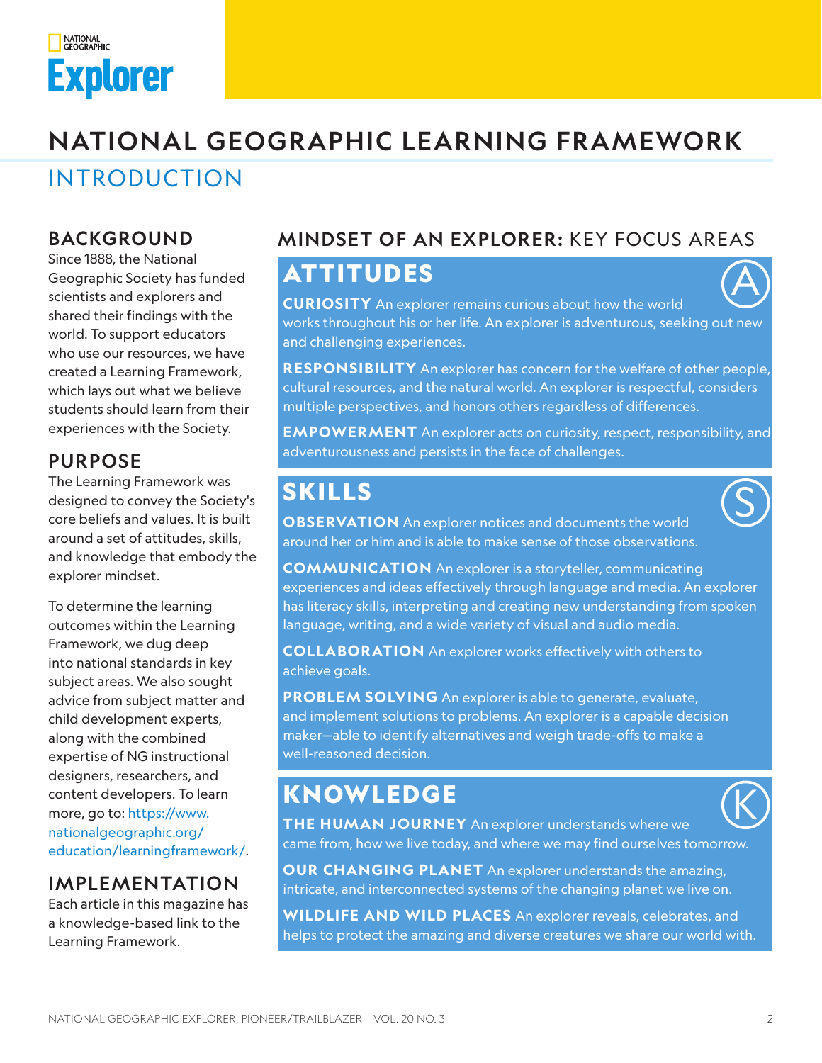# NATIONAL GEOGRAPHIC LEARNING FRAMEWORK

## INTRODUCTION

### BACKGROUND

Since 1888, the National Geographic Society has funded scientists and explorers and shared their findings with the world. To support educators who use our resources, we have created a Learning Framework, which lays out what we believe students should learn from their experiences with the Society.

### PURPOSE

The Learning Framework was designed to convey the Society's core beliefs and values. It is built around a set of attitudes, skills, and knowledge that embody the explorer mindset.

To determine the learning outcomes within the Learning Framework, we dug deep into national standards in key subject areas. We also sought advice from subject matter and child development experts, along with the combined expertise of NG instructional designers, researchers, and content developers. To learn more, go to: https://www.nationalgeographic.org/education/learningframework/.

### IMPLEMENTATION

Each article in this magazine has a knowledge-based link to the Learning Framework.

### MINDSET OF AN EXPLORER: KEY FOCUS AREAS

#### ATTITUDES

**CURIOSITY** An explorer remains curious about how the world works throughout his or her life. An explorer is adventurous, seeking out new and challenging experiences.

**RESPONSIBILITY** An explorer has concern for the welfare of other people, cultural resources, and the natural world. An explorer is respectful, considers multiple perspectives, and honors others regardless of differences.

**EMPOWERMENT** An explorer acts on curiosity, respect, responsibility, and adventurousness and persists in the face of challenges.

#### SKILLS

**OBSERVATION** An explorer notices and documents the world around her or him and is able to make sense of those observations.

**COMMUNICATION** An explorer is a storyteller, communicating experiences and ideas effectively through language and media. An explorer has literacy skills, interpreting and creating new understanding from spoken language, writing, and a wide variety of visual and audio media.

**COLLABORATION** An explorer works effectively with others to achieve goals.

**PROBLEM SOLVING** An explorer is able to generate, evaluate, and implement solutions to problems. An explorer is a capable decision maker—able to identify alternatives and weigh trade-offs to make a well-reasoned decision.

#### KNOWLEDGE

**THE HUMAN JOURNEY** An explorer understands where we came from, how we live today, and where we may find ourselves tomorrow.

**OUR CHANGING PLANET** An explorer understands the amazing, intricate, and interconnected systems of the changing planet we live on.

**WILDLIFE AND WILD PLACES** An explorer reveals, celebrates, and helps to protect the amazing and diverse creatures we share our world with.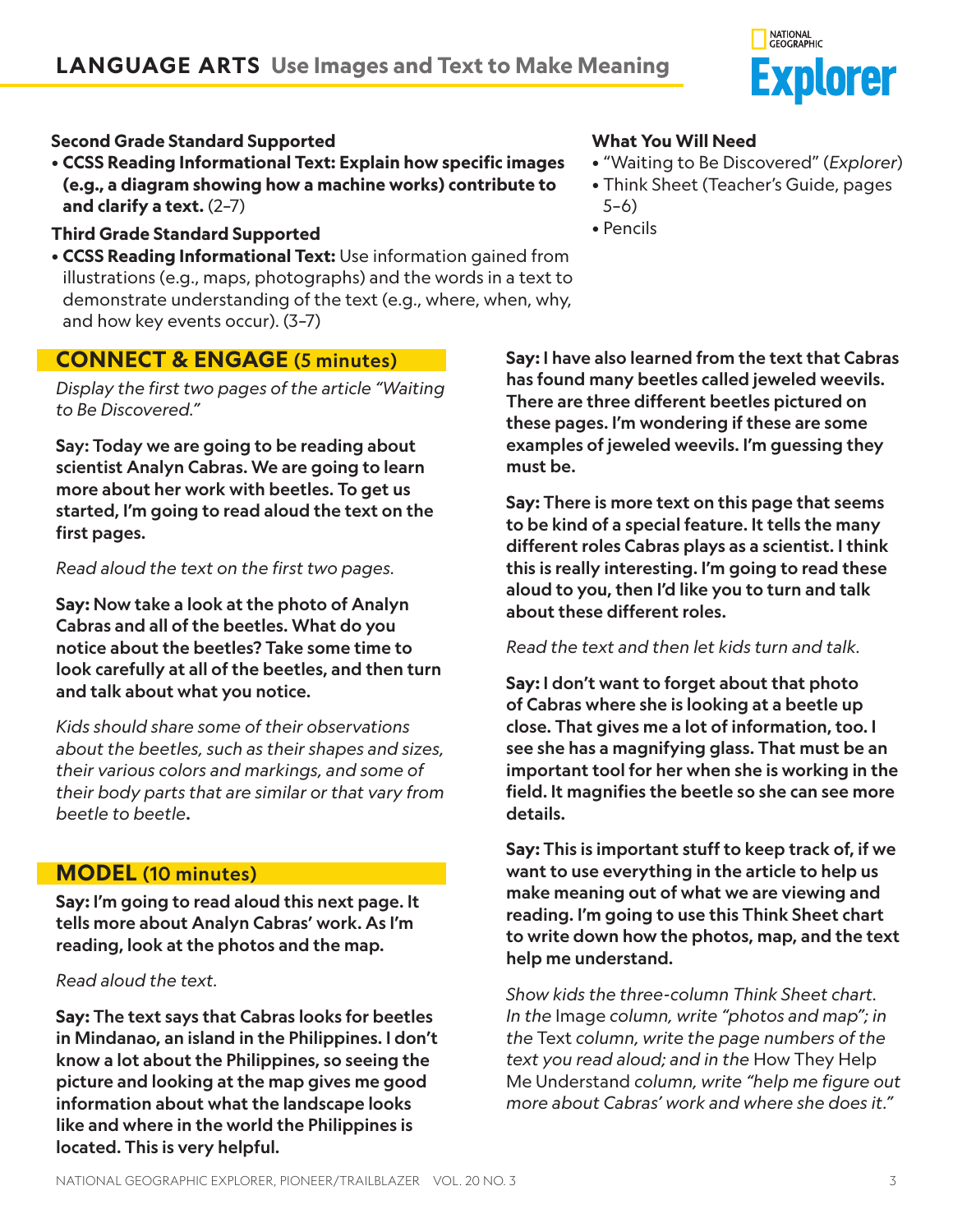# LANGUAGE ARTS Use Images and Text to Make Meaning

**Second Grade Standard Supported**

- **CCSS Reading Informational Text: Explain how specific images (e.g., a diagram showing how a machine works) contribute to and clarify a text.** (2–7)

**Third Grade Standard Supported**

- **CCSS Reading Informational Text:** Use information gained from illustrations (e.g., maps, photographs) and the words in a text to demonstrate understanding of the text (e.g., where, when, why, and how key events occur). (3–7)

**What You Will Need**

- "Waiting to Be Discovered" (*Explorer*)
- Think Sheet (Teacher's Guide, pages 5–6)
- Pencils

## CONNECT & ENGAGE (5 minutes)

*Display the first two pages of the article "Waiting to Be Discovered."*

**Say: Today we are going to be reading about scientist Analyn Cabras. We are going to learn more about her work with beetles. To get us started, I'm going to read aloud the text on the first pages.**

*Read aloud the text on the first two pages.*

**Say: Now take a look at the photo of Analyn Cabras and all of the beetles. What do you notice about the beetles? Take some time to look carefully at all of the beetles, and then turn and talk about what you notice.**

*Kids should share some of their observations about the beetles, such as their shapes and sizes, their various colors and markings, and some of their body parts that are similar or that vary from beetle to beetle.*

## MODEL (10 minutes)

**Say: I'm going to read aloud this next page. It tells more about Analyn Cabras' work. As I'm reading, look at the photos and the map.**

*Read aloud the text.*

**Say: The text says that Cabras looks for beetles in Mindanao, an island in the Philippines. I don't know a lot about the Philippines, so seeing the picture and looking at the map gives me good information about what the landscape looks like and where in the world the Philippines is located. This is very helpful.**

**Say: I have also learned from the text that Cabras has found many beetles called jeweled weevils. There are three different beetles pictured on these pages. I'm wondering if these are some examples of jeweled weevils. I'm guessing they must be.**

**Say: There is more text on this page that seems to be kind of a special feature. It tells the many different roles Cabras plays as a scientist. I think this is really interesting. I'm going to read these aloud to you, then I'd like you to turn and talk about these different roles.**

*Read the text and then let kids turn and talk.*

**Say: I don't want to forget about that photo of Cabras where she is looking at a beetle up close. That gives me a lot of information, too. I see she has a magnifying glass. That must be an important tool for her when she is working in the field. It magnifies the beetle so she can see more details.**

**Say: This is important stuff to keep track of, if we want to use everything in the article to help us make meaning out of what we are viewing and reading. I'm going to use this Think Sheet chart to write down how the photos, map, and the text help me understand.**

*Show kids the three-column Think Sheet chart. In the* Image *column, write "photos and map"; in the* Text *column, write the page numbers of the text you read aloud; and in the* How They Help Me Understand *column, write "help me figure out more about Cabras' work and where she does it."*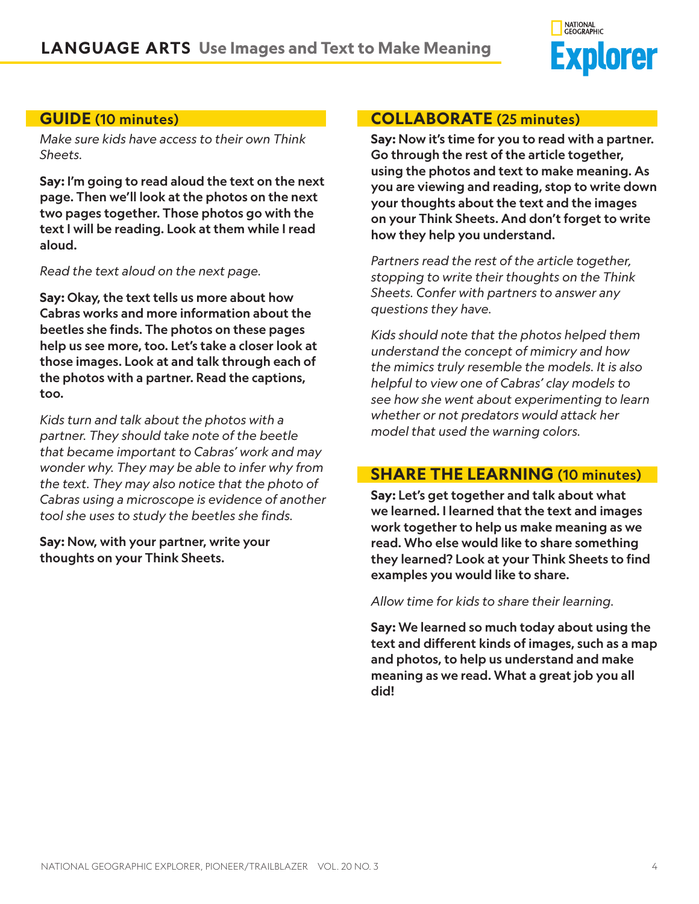## GUIDE (10 minutes)

*Make sure kids have access to their own Think Sheets.*

**Say: I'm going to read aloud the text on the next page. Then we'll look at the photos on the next two pages together. Those photos go with the text I will be reading. Look at them while I read aloud.**

*Read the text aloud on the next page.*

**Say: Okay, the text tells us more about how Cabras works and more information about the beetles she finds. The photos on these pages help us see more, too. Let's take a closer look at those images. Look at and talk through each of the photos with a partner. Read the captions, too.**

*Kids turn and talk about the photos with a partner. They should take note of the beetle that became important to Cabras' work and may wonder why. They may be able to infer why from the text. They may also notice that the photo of Cabras using a microscope is evidence of another tool she uses to study the beetles she finds.*

**Say: Now, with your partner, write your thoughts on your Think Sheets.**

## COLLABORATE (25 minutes)

**Say: Now it's time for you to read with a partner. Go through the rest of the article together, using the photos and text to make meaning. As you are viewing and reading, stop to write down your thoughts about the text and the images on your Think Sheets. And don't forget to write how they help you understand.**

*Partners read the rest of the article together, stopping to write their thoughts on the Think Sheets. Confer with partners to answer any questions they have.*

*Kids should note that the photos helped them understand the concept of mimicry and how the mimics truly resemble the models. It is also helpful to view one of Cabras' clay models to see how she went about experimenting to learn whether or not predators would attack her model that used the warning colors.*

## SHARE THE LEARNING (10 minutes)

**Say: Let's get together and talk about what we learned. I learned that the text and images work together to help us make meaning as we read. Who else would like to share something they learned? Look at your Think Sheets to find examples you would like to share.**

*Allow time for kids to share their learning.*

**Say: We learned so much today about using the text and different kinds of images, such as a map and photos, to help us understand and make meaning as we read. What a great job you all did!**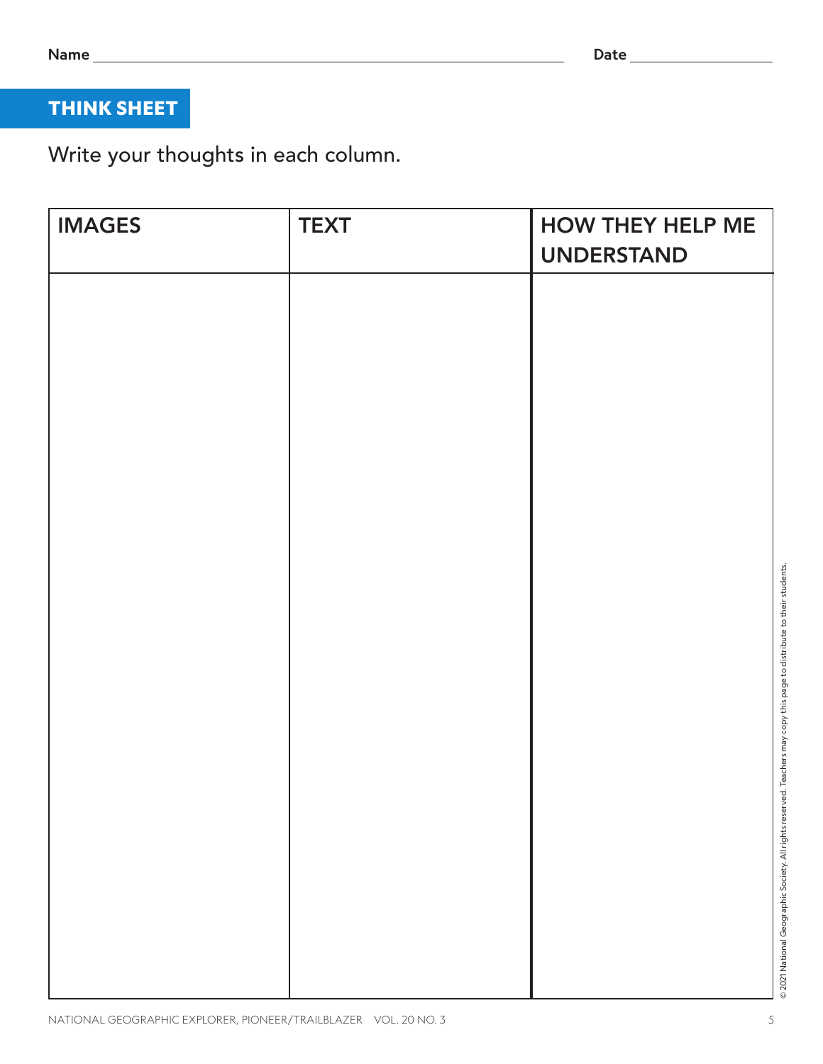Name ______________________ Date ______________

## THINK SHEET

Write your thoughts in each column.

| IMAGES | TEXT | HOW THEY HELP ME UNDERSTAND |
| --- | --- | --- |
| | | |

© 2021 National Geographic Society. All rights reserved. Teachers may copy this page to distribute to their students.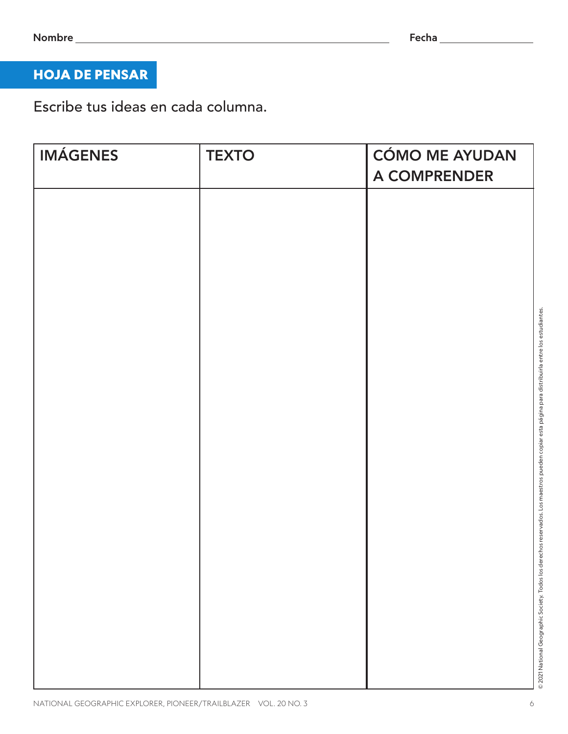Nombre ______________________ Fecha ____________

## HOJA DE PENSAR

Escribe tus ideas en cada columna.

| IMÁGENES | TEXTO | CÓMO ME AYUDAN A COMPRENDER |
|---|---|---|
| | | |

© 2021 National Geographic Society. Todos los derechos reservados. Los maestros pueden copiar esta página para distribuirla entre los estudiantes.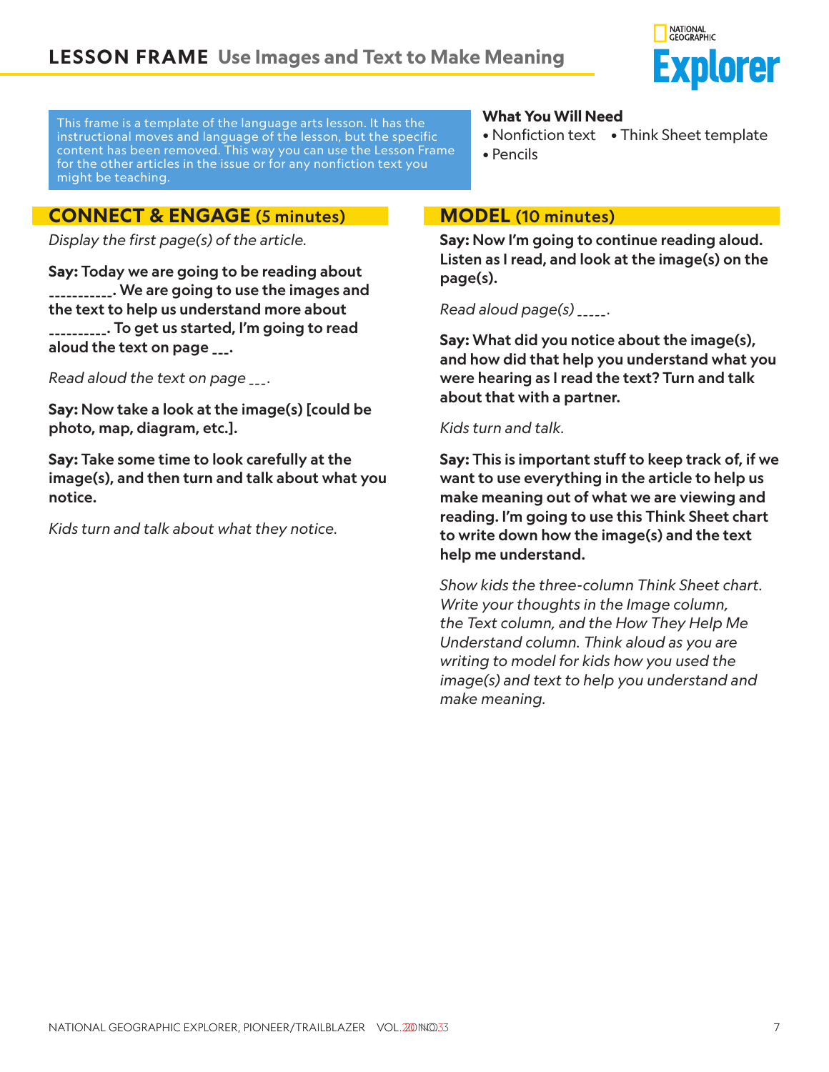# LESSON FRAME Use Images and Text to Make Meaning

This frame is a template of the language arts lesson. It has the instructional moves and language of the lesson, but the specific content has been removed. This way you can use the Lesson Frame for the other articles in the issue or for any nonfiction text you might be teaching.

**What You Will Need**

- Nonfiction text
- Think Sheet template
- Pencils

## CONNECT & ENGAGE (5 minutes)

*Display the first page(s) of the article.*

**Say: Today we are going to be reading about ___________. We are going to use the images and the text to help us understand more about __________. To get us started, I'm going to read aloud the text on page ___.**

*Read aloud the text on page ___.*

**Say: Now take a look at the image(s) [could be photo, map, diagram, etc.].**

**Say: Take some time to look carefully at the image(s), and then turn and talk about what you notice.**

*Kids turn and talk about what they notice.*

## MODEL (10 minutes)

**Say: Now I'm going to continue reading aloud. Listen as I read, and look at the image(s) on the page(s).**

*Read aloud page(s) _____.*

**Say: What did you notice about the image(s), and how did that help you understand what you were hearing as I read the text? Turn and talk about that with a partner.**

*Kids turn and talk.*

**Say: This is important stuff to keep track of, if we want to use everything in the article to help us make meaning out of what we are viewing and reading. I'm going to use this Think Sheet chart to write down how the image(s) and the text help me understand.**

*Show kids the three-column Think Sheet chart. Write your thoughts in the Image column, the Text column, and the How They Help Me Understand column. Think aloud as you are writing to model for kids how you used the image(s) and text to help you understand and make meaning.*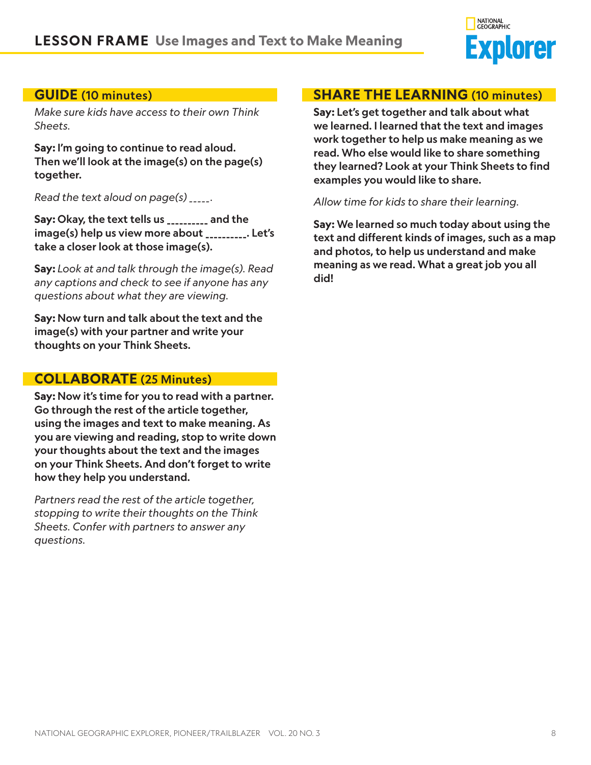# LESSON FRAME Use Images and Text to Make Meaning

## GUIDE (10 minutes)

*Make sure kids have access to their own Think Sheets.*

**Say: I'm going to continue to read aloud. Then we'll look at the image(s) on the page(s) together.**

*Read the text aloud on page(s) _____.*

**Say: Okay, the text tells us _________ and the image(s) help us view more about _________. Let's take a closer look at those image(s).**

**Say:** *Look at and talk through the image(s). Read any captions and check to see if anyone has any questions about what they are viewing.*

**Say: Now turn and talk about the text and the image(s) with your partner and write your thoughts on your Think Sheets.**

## COLLABORATE (25 Minutes)

**Say: Now it's time for you to read with a partner. Go through the rest of the article together, using the images and text to make meaning. As you are viewing and reading, stop to write down your thoughts about the text and the images on your Think Sheets. And don't forget to write how they help you understand.**

*Partners read the rest of the article together, stopping to write their thoughts on the Think Sheets. Confer with partners to answer any questions.*

## SHARE THE LEARNING (10 minutes)

**Say: Let's get together and talk about what we learned. I learned that the text and images work together to help us make meaning as we read. Who else would like to share something they learned? Look at your Think Sheets to find examples you would like to share.**

*Allow time for kids to share their learning.*

**Say: We learned so much today about using the text and different kinds of images, such as a map and photos, to help us understand and make meaning as we read. What a great job you all did!**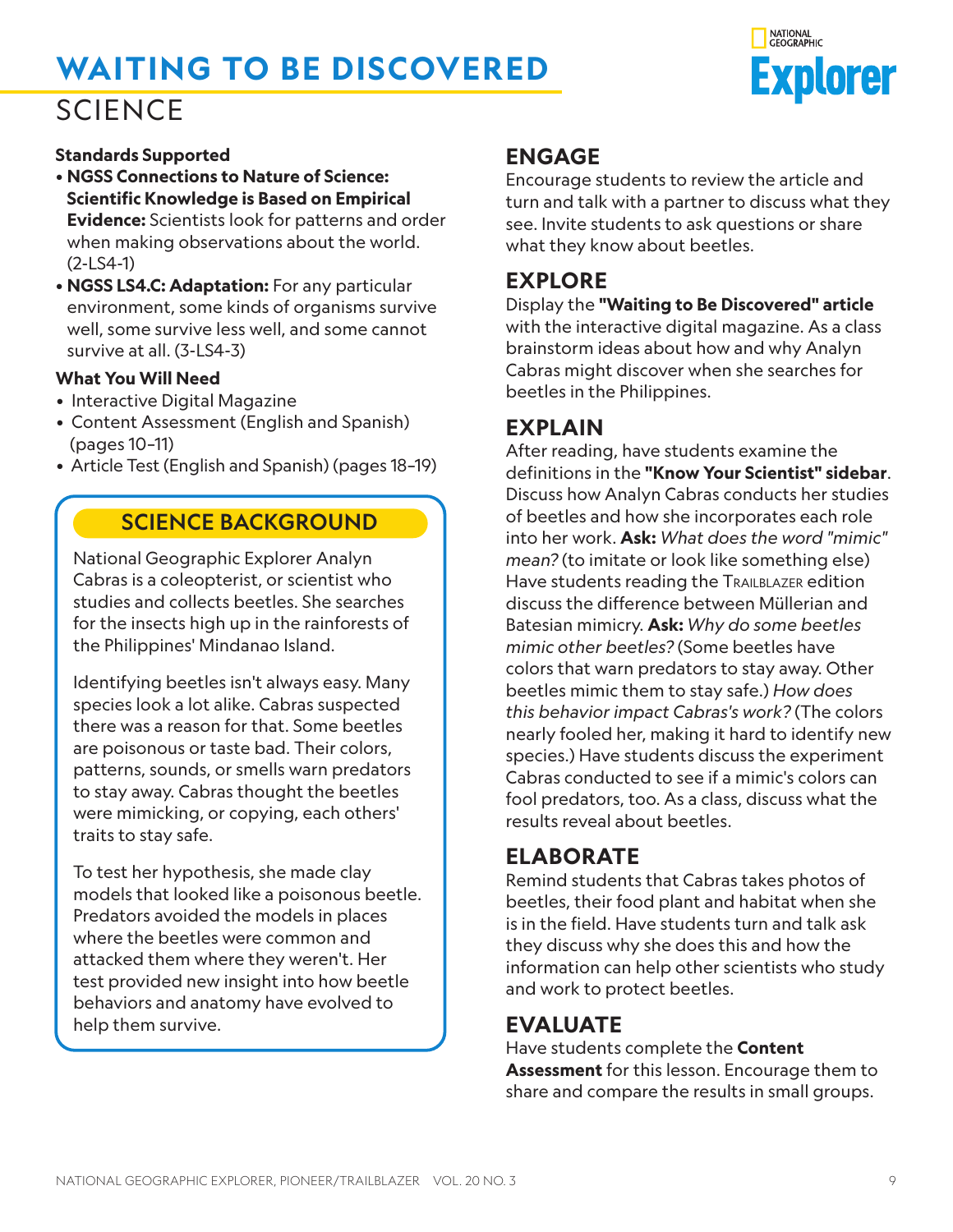# WAITING TO BE DISCOVERED

## SCIENCE

**Standards Supported**

- **NGSS Connections to Nature of Science: Scientific Knowledge is Based on Empirical Evidence:** Scientists look for patterns and order when making observations about the world. (2-LS4-1)
- **NGSS LS4.C: Adaptation:** For any particular environment, some kinds of organisms survive well, some survive less well, and some cannot survive at all. (3-LS4-3)

**What You Will Need**

- Interactive Digital Magazine
- Content Assessment (English and Spanish) (pages 10–11)
- Article Test (English and Spanish) (pages 18–19)

### SCIENCE BACKGROUND

National Geographic Explorer Analyn Cabras is a coleopterist, or scientist who studies and collects beetles. She searches for the insects high up in the rainforests of the Philippines' Mindanao Island.

Identifying beetles isn't always easy. Many species look a lot alike. Cabras suspected there was a reason for that. Some beetles are poisonous or taste bad. Their colors, patterns, sounds, or smells warn predators to stay away. Cabras thought the beetles were mimicking, or copying, each others' traits to stay safe.

To test her hypothesis, she made clay models that looked like a poisonous beetle. Predators avoided the models in places where the beetles were common and attacked them where they weren't. Her test provided new insight into how beetle behaviors and anatomy have evolved to help them survive.

## ENGAGE

Encourage students to review the article and turn and talk with a partner to discuss what they see. Invite students to ask questions or share what they know about beetles.

## EXPLORE

Display the **"Waiting to Be Discovered" article** with the interactive digital magazine. As a class brainstorm ideas about how and why Analyn Cabras might discover when she searches for beetles in the Philippines.

## EXPLAIN

After reading, have students examine the definitions in the **"Know Your Scientist" sidebar**. Discuss how Analyn Cabras conducts her studies of beetles and how she incorporates each role into her work. **Ask:** *What does the word "mimic" mean?* (to imitate or look like something else) Have students reading the Trailblazer edition discuss the difference between Müllerian and Batesian mimicry. **Ask:** *Why do some beetles mimic other beetles?* (Some beetles have colors that warn predators to stay away. Other beetles mimic them to stay safe.) *How does this behavior impact Cabras's work?* (The colors nearly fooled her, making it hard to identify new species.) Have students discuss the experiment Cabras conducted to see if a mimic's colors can fool predators, too. As a class, discuss what the results reveal about beetles.

## ELABORATE

Remind students that Cabras takes photos of beetles, their food plant and habitat when she is in the field. Have students turn and talk ask they discuss why she does this and how the information can help other scientists who study and work to protect beetles.

## EVALUATE

Have students complete the **Content Assessment** for this lesson. Encourage them to share and compare the results in small groups.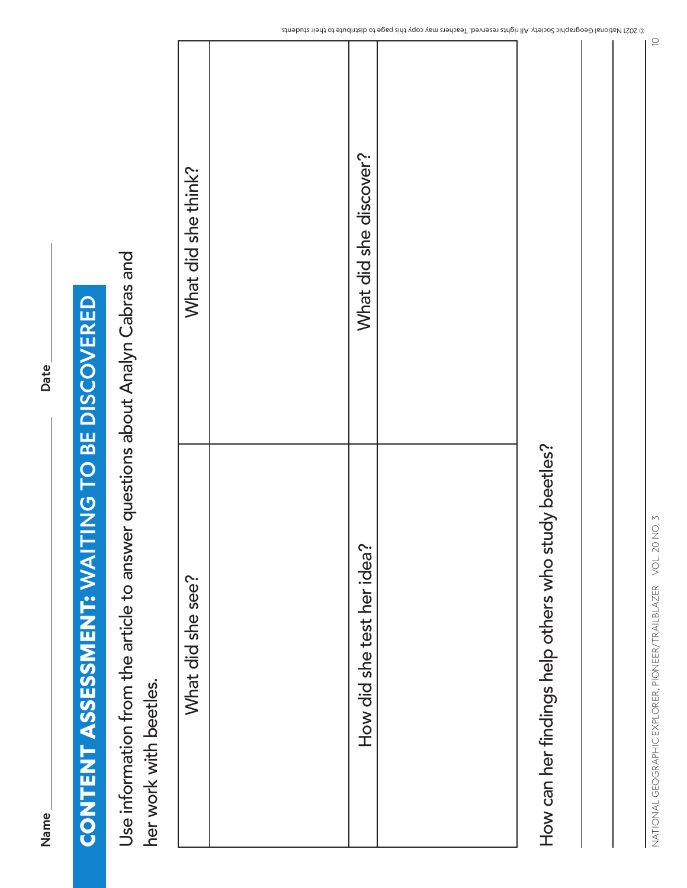Name ____________________ Date ____________________

# CONTENT ASSESSMENT: WAITING TO BE DISCOVERED

Use information from the article to answer questions about Analyn Cabras and her work with beetles.

| What did she see? | What did she think? |
| --- | --- |
| | |
| **How did she test her idea?** | **What did she discover?** |
| | |

How can her findings help others who study beetles?

______________________________________________

______________________________________________

© 2021 National Geographic Society. All rights reserved. Teachers may copy this page to distribute to their students.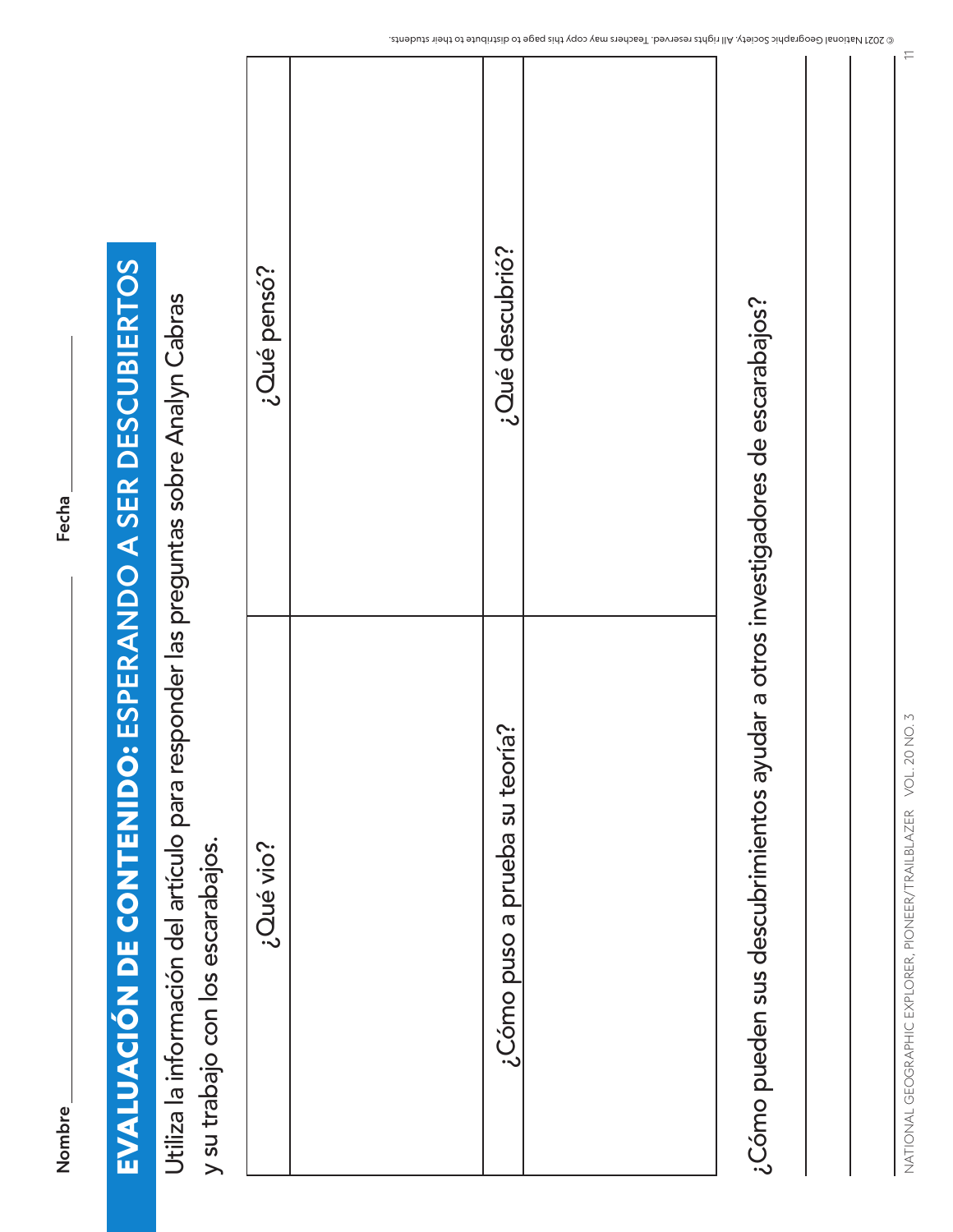Nombre ________________ Fecha ________________

# EVALUACIÓN DE CONTENIDO: ESPERANDO A SER DESCUBIERTOS

Utiliza la información del artículo para responder las preguntas sobre Analyn Cabras y su trabajo con los escarabajos.

| ¿Qué vio? | ¿Qué pensó? |
|---|---|
| | |
| **¿Cómo puso a prueba su teoría?** | **¿Qué descubrió?** |
| | |

¿Cómo pueden sus descubrimientos ayudar a otros investigadores de escarabajos?

_______________________________________________

_______________________________________________

_______________________________________________

© 2021 National Geographic Society. All rights reserved. Teachers may copy this page to distribute to their students.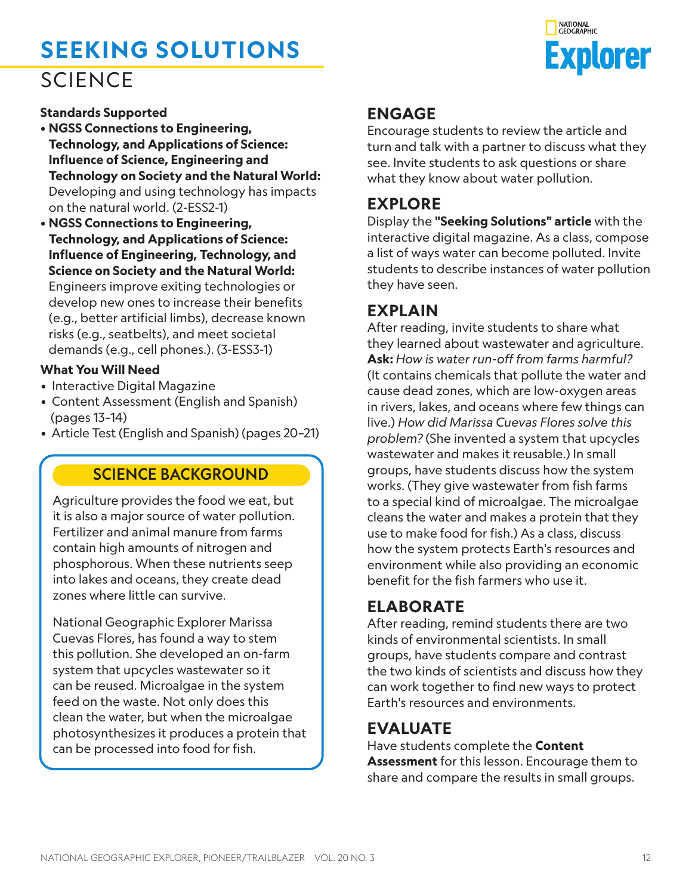# SEEKING SOLUTIONS

## SCIENCE

**Standards Supported**

- **NGSS Connections to Engineering, Technology, and Applications of Science: Influence of Science, Engineering and Technology on Society and the Natural World:** Developing and using technology has impacts on the natural world. (2-ESS2-1)
- **NGSS Connections to Engineering, Technology, and Applications of Science: Influence of Engineering, Technology, and Science on Society and the Natural World:** Engineers improve exiting technologies or develop new ones to increase their benefits (e.g., better artificial limbs), decrease known risks (e.g., seatbelts), and meet societal demands (e.g., cell phones.). (3-ESS3-1)

**What You Will Need**

- Interactive Digital Magazine
- Content Assessment (English and Spanish) (pages 13–14)
- Article Test (English and Spanish) (pages 20–21)

### SCIENCE BACKGROUND

Agriculture provides the food we eat, but it is also a major source of water pollution. Fertilizer and animal manure from farms contain high amounts of nitrogen and phosphorous. When these nutrients seep into lakes and oceans, they create dead zones where little can survive.

National Geographic Explorer Marissa Cuevas Flores, has found a way to stem this pollution. She developed an on-farm system that upcycles wastewater so it can be reused. Microalgae in the system feed on the waste. Not only does this clean the water, but when the microalgae photosynthesizes it produces a protein that can be processed into food for fish.

## ENGAGE

Encourage students to review the article and turn and talk with a partner to discuss what they see. Invite students to ask questions or share what they know about water pollution.

## EXPLORE

Display the **"Seeking Solutions" article** with the interactive digital magazine. As a class, compose a list of ways water can become polluted. Invite students to describe instances of water pollution they have seen.

## EXPLAIN

After reading, invite students to share what they learned about wastewater and agriculture. **Ask:** *How is water run-off from farms harmful?* (It contains chemicals that pollute the water and cause dead zones, which are low-oxygen areas in rivers, lakes, and oceans where few things can live.) *How did Marissa Cuevas Flores solve this problem?* (She invented a system that upcycles wastewater and makes it reusable.) In small groups, have students discuss how the system works. (They give wastewater from fish farms to a special kind of microalgae. The microalgae cleans the water and makes a protein that they use to make food for fish.) As a class, discuss how the system protects Earth's resources and environment while also providing an economic benefit for the fish farmers who use it.

## ELABORATE

After reading, remind students there are two kinds of environmental scientists. In small groups, have students compare and contrast the two kinds of scientists and discuss how they can work together to find new ways to protect Earth's resources and environments.

## EVALUATE

Have students complete the **Content Assessment** for this lesson. Encourage them to share and compare the results in small groups.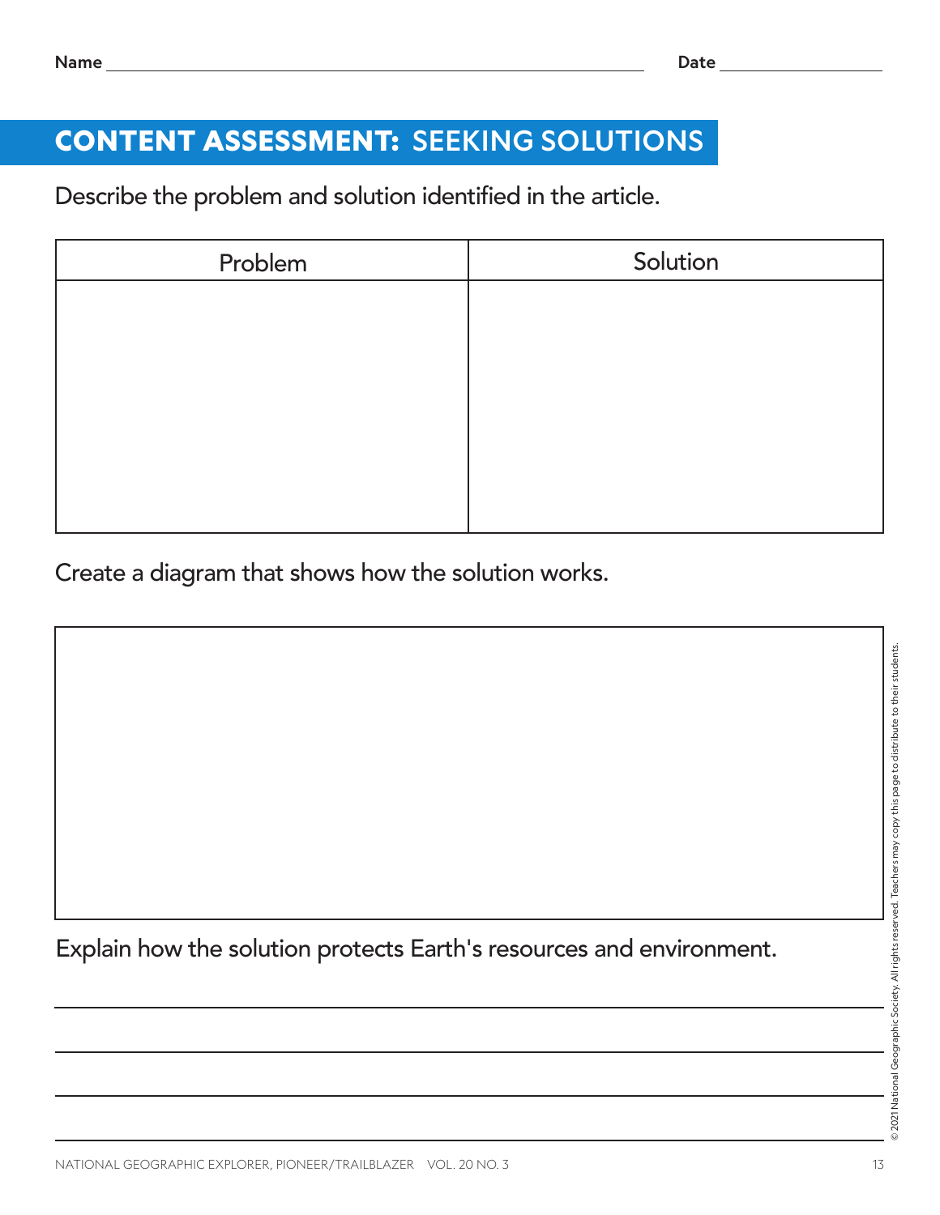Name ______________________ Date ____________

## CONTENT ASSESSMENT: SEEKING SOLUTIONS

Describe the problem and solution identified in the article.

| Problem | Solution |
| --- | --- |
| | |

Create a diagram that shows how the solution works.

Explain how the solution protects Earth's resources and environment.

© 2021 National Geographic Society. All rights reserved. Teachers may copy this page to distribute to their students.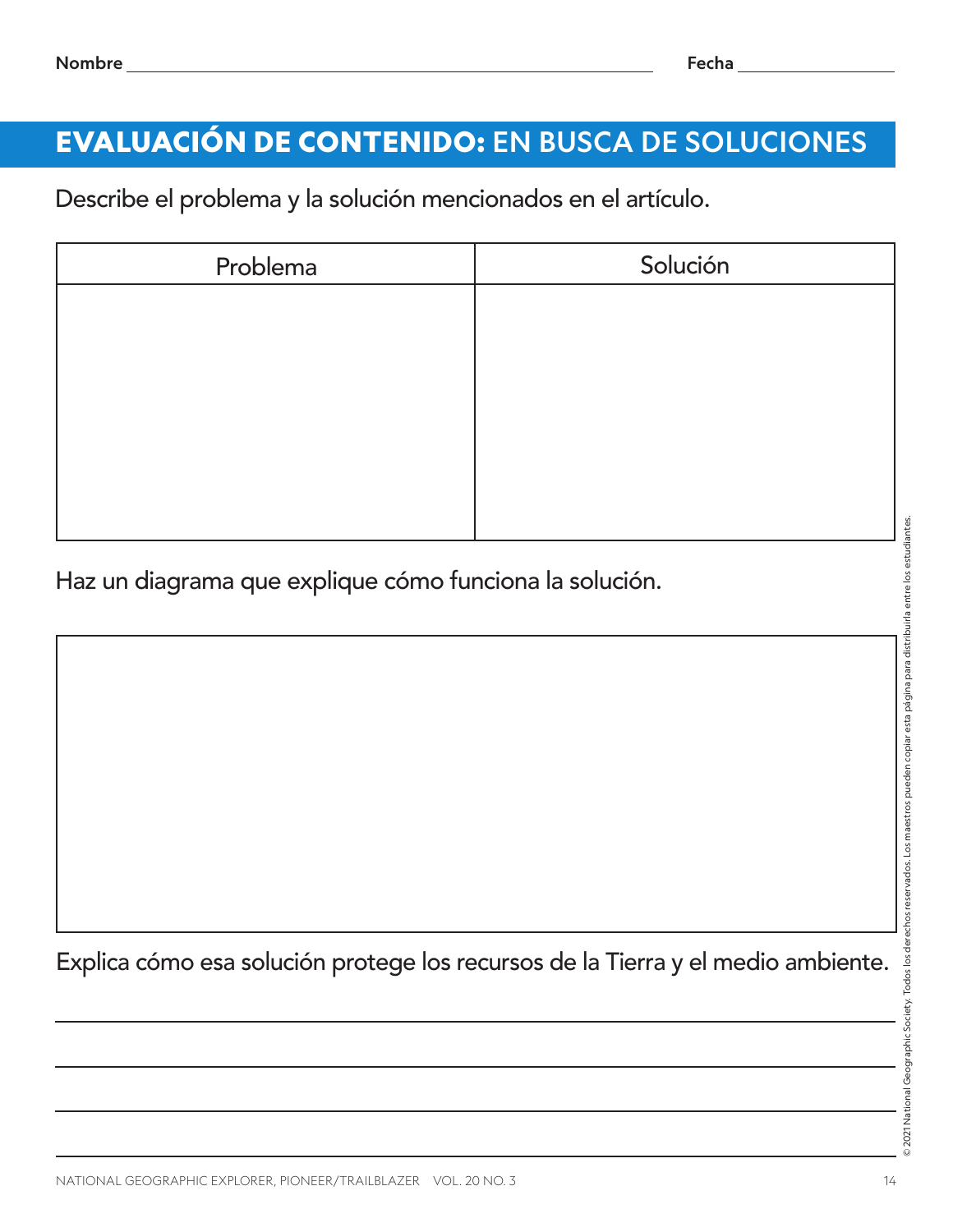Nombre ______________________________ Fecha ______________

## EVALUACIÓN DE CONTENIDO: EN BUSCA DE SOLUCIONES

Describe el problema y la solución mencionados en el artículo.

| Problema | Solución |
|---|---|
| | |

Haz un diagrama que explique cómo funciona la solución.

Explica cómo esa solución protege los recursos de la Tierra y el medio ambiente.

_______________________________________________

_______________________________________________

_______________________________________________

_______________________________________________

© 2021 National Geographic Society. Todos los derechos reservados. Los maestros pueden copiar esta página para distribuirla entre los estudiantes.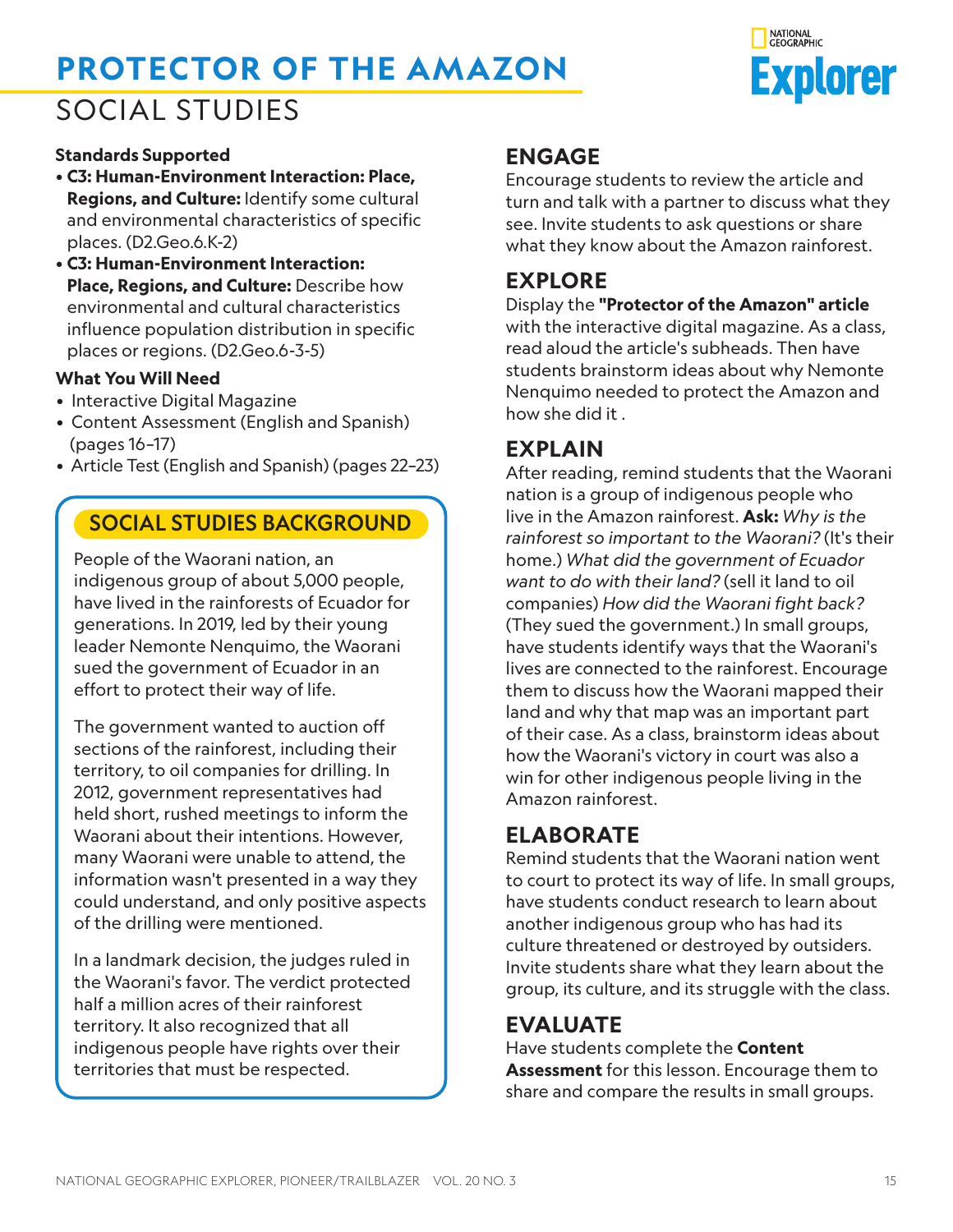# PROTECTOR OF THE AMAZON

## SOCIAL STUDIES

**Standards Supported**

- **C3: Human-Environment Interaction: Place, Regions, and Culture:** Identify some cultural and environmental characteristics of specific places. (D2.Geo.6.K-2)
- **C3: Human-Environment Interaction: Place, Regions, and Culture:** Describe how environmental and cultural characteristics influence population distribution in specific places or regions. (D2.Geo.6-3-5)

**What You Will Need**

- Interactive Digital Magazine
- Content Assessment (English and Spanish) (pages 16–17)
- Article Test (English and Spanish) (pages 22–23)

### SOCIAL STUDIES BACKGROUND

People of the Waorani nation, an indigenous group of about 5,000 people, have lived in the rainforests of Ecuador for generations. In 2019, led by their young leader Nemonte Nenquimo, the Waorani sued the government of Ecuador in an effort to protect their way of life.

The government wanted to auction off sections of the rainforest, including their territory, to oil companies for drilling. In 2012, government representatives had held short, rushed meetings to inform the Waorani about their intentions. However, many Waorani were unable to attend, the information wasn't presented in a way they could understand, and only positive aspects of the drilling were mentioned.

In a landmark decision, the judges ruled in the Waorani's favor. The verdict protected half a million acres of their rainforest territory. It also recognized that all indigenous people have rights over their territories that must be respected.

## ENGAGE

Encourage students to review the article and turn and talk with a partner to discuss what they see. Invite students to ask questions or share what they know about the Amazon rainforest.

## EXPLORE

Display the **"Protector of the Amazon" article** with the interactive digital magazine. As a class, read aloud the article's subheads. Then have students brainstorm ideas about why Nemonte Nenquimo needed to protect the Amazon and how she did it .

## EXPLAIN

After reading, remind students that the Waorani nation is a group of indigenous people who live in the Amazon rainforest. **Ask:** *Why is the rainforest so important to the Waorani?* (It's their home.) *What did the government of Ecuador want to do with their land?* (sell it land to oil companies) *How did the Waorani fight back?* (They sued the government.) In small groups, have students identify ways that the Waorani's lives are connected to the rainforest. Encourage them to discuss how the Waorani mapped their land and why that map was an important part of their case. As a class, brainstorm ideas about how the Waorani's victory in court was also a win for other indigenous people living in the Amazon rainforest.

## ELABORATE

Remind students that the Waorani nation went to court to protect its way of life. In small groups, have students conduct research to learn about another indigenous group who has had its culture threatened or destroyed by outsiders. Invite students share what they learn about the group, its culture, and its struggle with the class.

## EVALUATE

Have students complete the **Content Assessment** for this lesson. Encourage them to share and compare the results in small groups.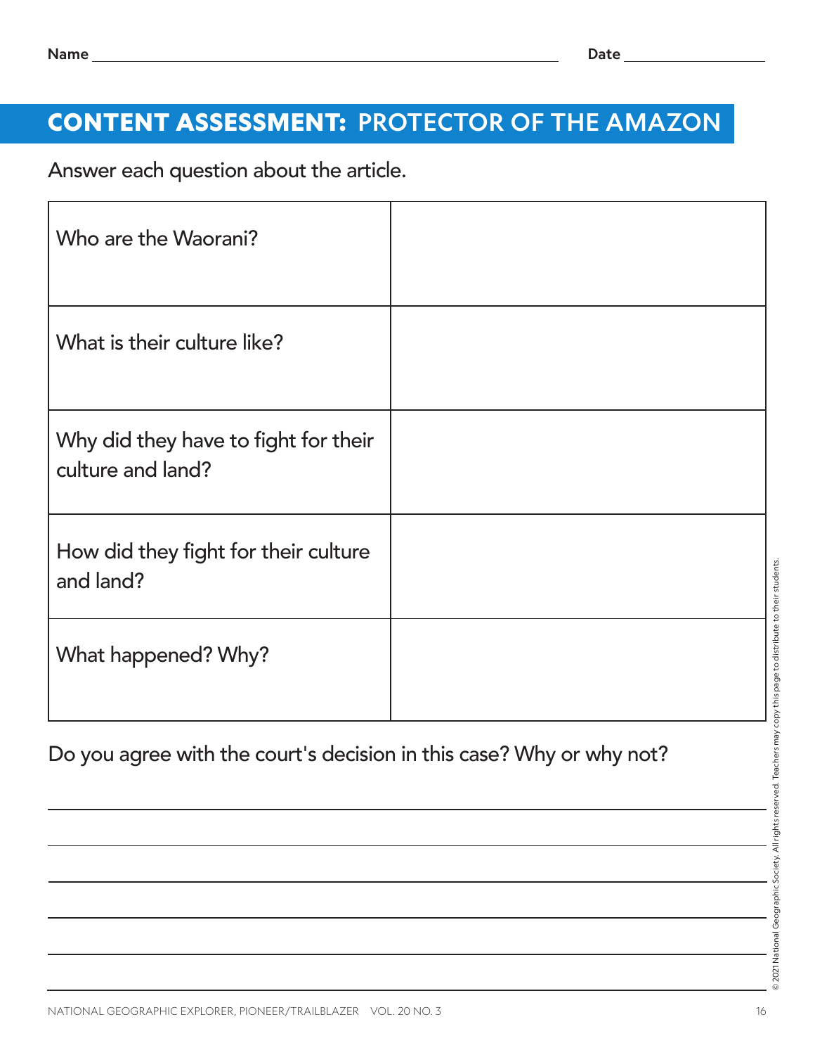Name ______________________________ Date ____________

## CONTENT ASSESSMENT: PROTECTOR OF THE AMAZON

Answer each question about the article.

| | |
|---|---|
| Who are the Waorani? | |
| What is their culture like? | |
| Why did they have to fight for their culture and land? | |
| How did they fight for their culture and land? | |
| What happened? Why? | |

Do you agree with the court's decision in this case? Why or why not?

_______________________________________________

_______________________________________________

_______________________________________________

_______________________________________________

_______________________________________________

© 2021 National Geographic Society. All rights reserved. Teachers may copy this page to distribute to their students.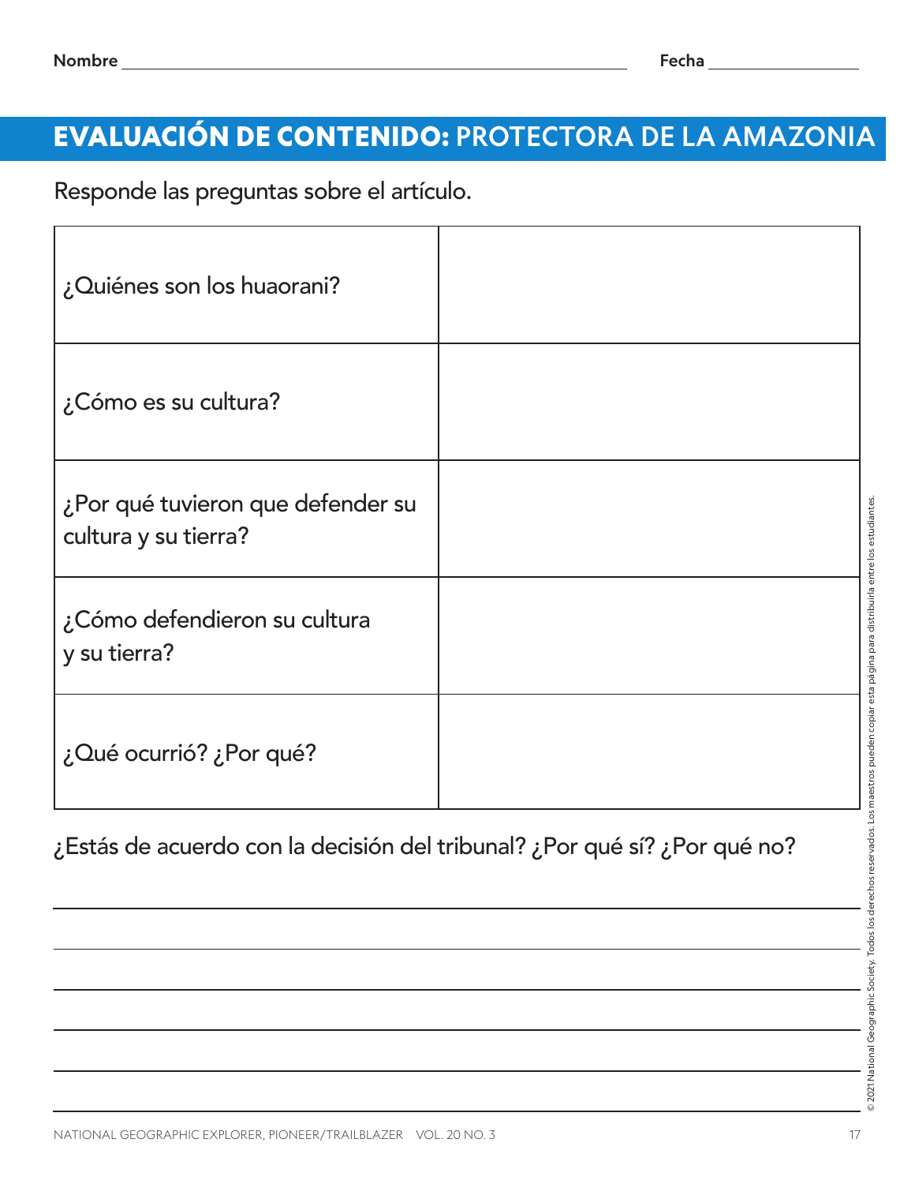Nombre ______________________________ Fecha ______________

## EVALUACIÓN DE CONTENIDO: PROTECTORA DE LA AMAZONIA

Responde las preguntas sobre el artículo.

| | |
|---|---|
| ¿Quiénes son los huaorani? | |
| ¿Cómo es su cultura? | |
| ¿Por qué tuvieron que defender su cultura y su tierra? | |
| ¿Cómo defendieron su cultura y su tierra? | |
| ¿Qué ocurrió? ¿Por qué? | |

¿Estás de acuerdo con la decisión del tribunal? ¿Por qué sí? ¿Por qué no?

______________________________________________________________

______________________________________________________________

______________________________________________________________

______________________________________________________________

______________________________________________________________

© 2021 National Geographic Society. Todos los derechos reservados. Los maestros pueden copiar esta página para distribuirla entre los estudiantes.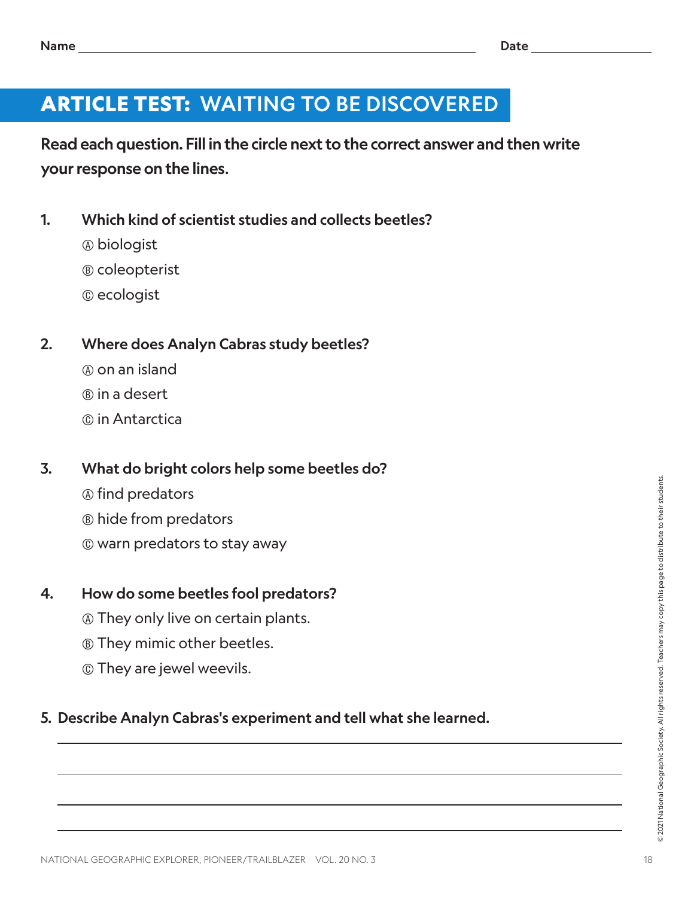Name ______________________________ Date ______________

# ARTICLE TEST: WAITING TO BE DISCOVERED

**Read each question. Fill in the circle next to the correct answer and then write your response on the lines.**

1. **Which kind of scientist studies and collects beetles?**
   Ⓐ biologist
   Ⓑ coleopterist
   Ⓒ ecologist

2. **Where does Analyn Cabras study beetles?**
   Ⓐ on an island
   Ⓑ in a desert
   Ⓒ in Antarctica

3. **What do bright colors help some beetles do?**
   Ⓐ find predators
   Ⓑ hide from predators
   Ⓒ warn predators to stay away

4. **How do some beetles fool predators?**
   Ⓐ They only live on certain plants.
   Ⓑ They mimic other beetles.
   Ⓒ They are jewel weevils.

5. **Describe Analyn Cabras's experiment and tell what she learned.**

______________________________________________________________

______________________________________________________________

______________________________________________________________

______________________________________________________________

© 2021 National Geographic Society. All rights reserved. Teachers may copy this page to distribute to their students.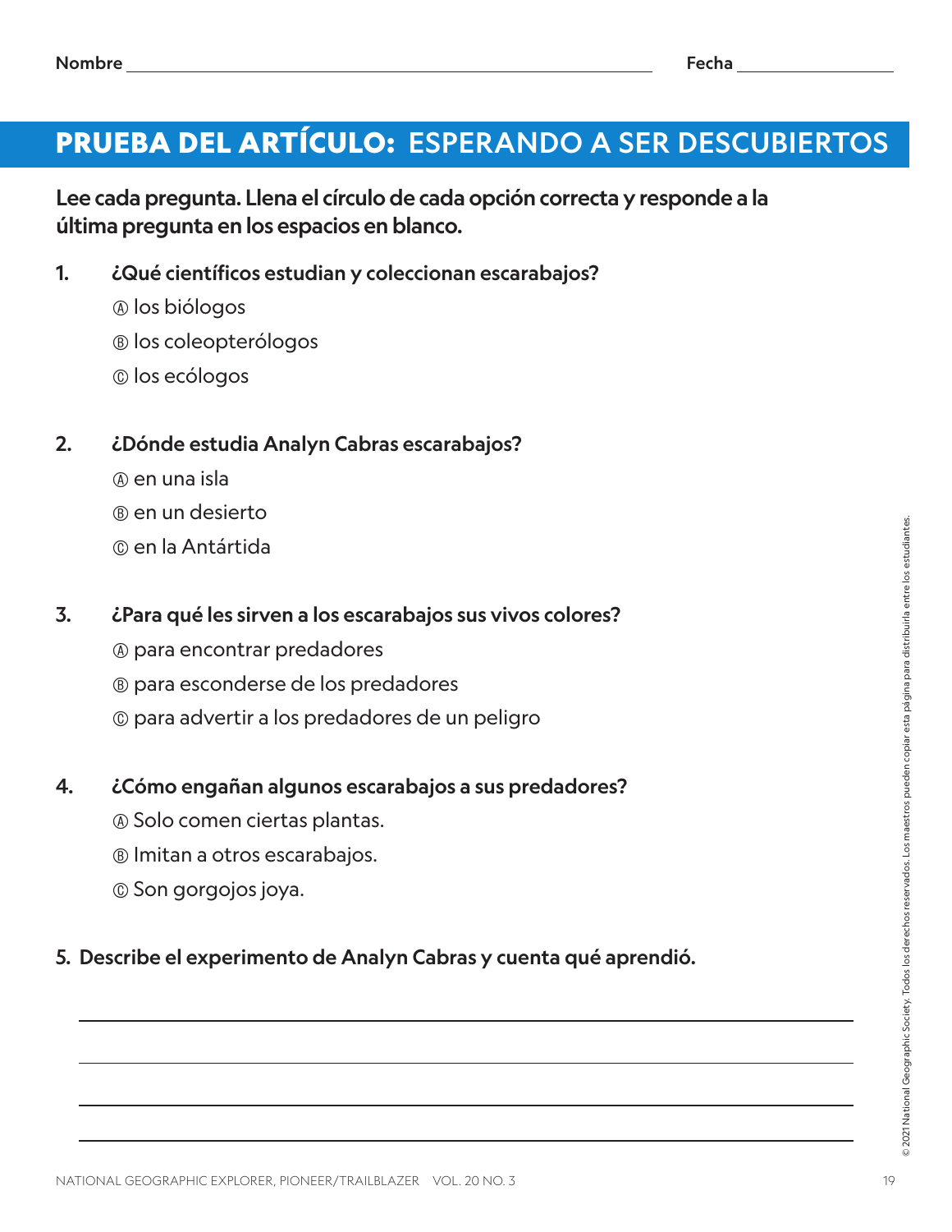Nombre ______________________ Fecha ____________

# PRUEBA DEL ARTÍCULO: ESPERANDO A SER DESCUBIERTOS

**Lee cada pregunta. Llena el círculo de cada opción correcta y responde a la última pregunta en los espacios en blanco.**

1. **¿Qué científicos estudian y coleccionan escarabajos?**
   - Ⓐ los biólogos
   - Ⓑ los coleopterólogos
   - Ⓒ los ecólogos

2. **¿Dónde estudia Analyn Cabras escarabajos?**
   - Ⓐ en una isla
   - Ⓑ en un desierto
   - Ⓒ en la Antártida

3. **¿Para qué les sirven a los escarabajos sus vivos colores?**
   - Ⓐ para encontrar predadores
   - Ⓑ para esconderse de los predadores
   - Ⓒ para advertir a los predadores de un peligro

4. **¿Cómo engañan algunos escarabajos a sus predadores?**
   - Ⓐ Solo comen ciertas plantas.
   - Ⓑ Imitan a otros escarabajos.
   - Ⓒ Son gorgojos joya.

5. **Describe el experimento de Analyn Cabras y cuenta qué aprendió.**

______________________________________________________________

______________________________________________________________

______________________________________________________________

______________________________________________________________

© 2021 National Geographic Society. Todos los derechos reservados. Los maestros pueden copiar esta página para distribuirla entre los estudiantes.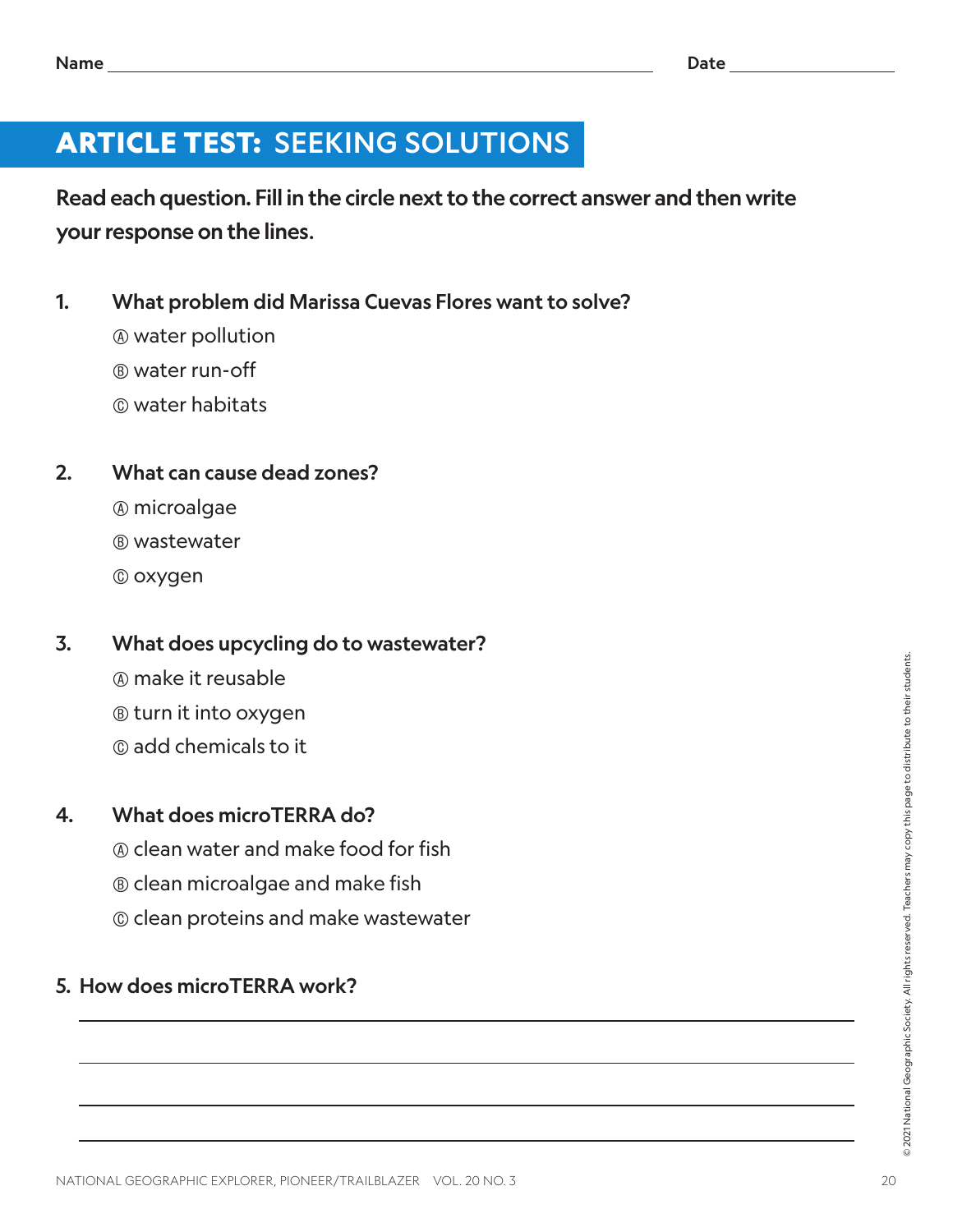Name ____________________ Date __________

# ARTICLE TEST: SEEKING SOLUTIONS

**Read each question. Fill in the circle next to the correct answer and then write your response on the lines.**

**1. What problem did Marissa Cuevas Flores want to solve?**

Ⓐ water pollution

Ⓑ water run-off

Ⓒ water habitats

**2. What can cause dead zones?**

Ⓐ microalgae

Ⓑ wastewater

Ⓒ oxygen

**3. What does upcycling do to wastewater?**

Ⓐ make it reusable

Ⓑ turn it into oxygen

Ⓒ add chemicals to it

**4. What does microTERRA do?**

Ⓐ clean water and make food for fish

Ⓑ clean microalgae and make fish

Ⓒ clean proteins and make wastewater

**5. How does microTERRA work?**

______________________________________________

______________________________________________

______________________________________________

______________________________________________

© 2021 National Geographic Society. All rights reserved. Teachers may copy this page to distribute to their students.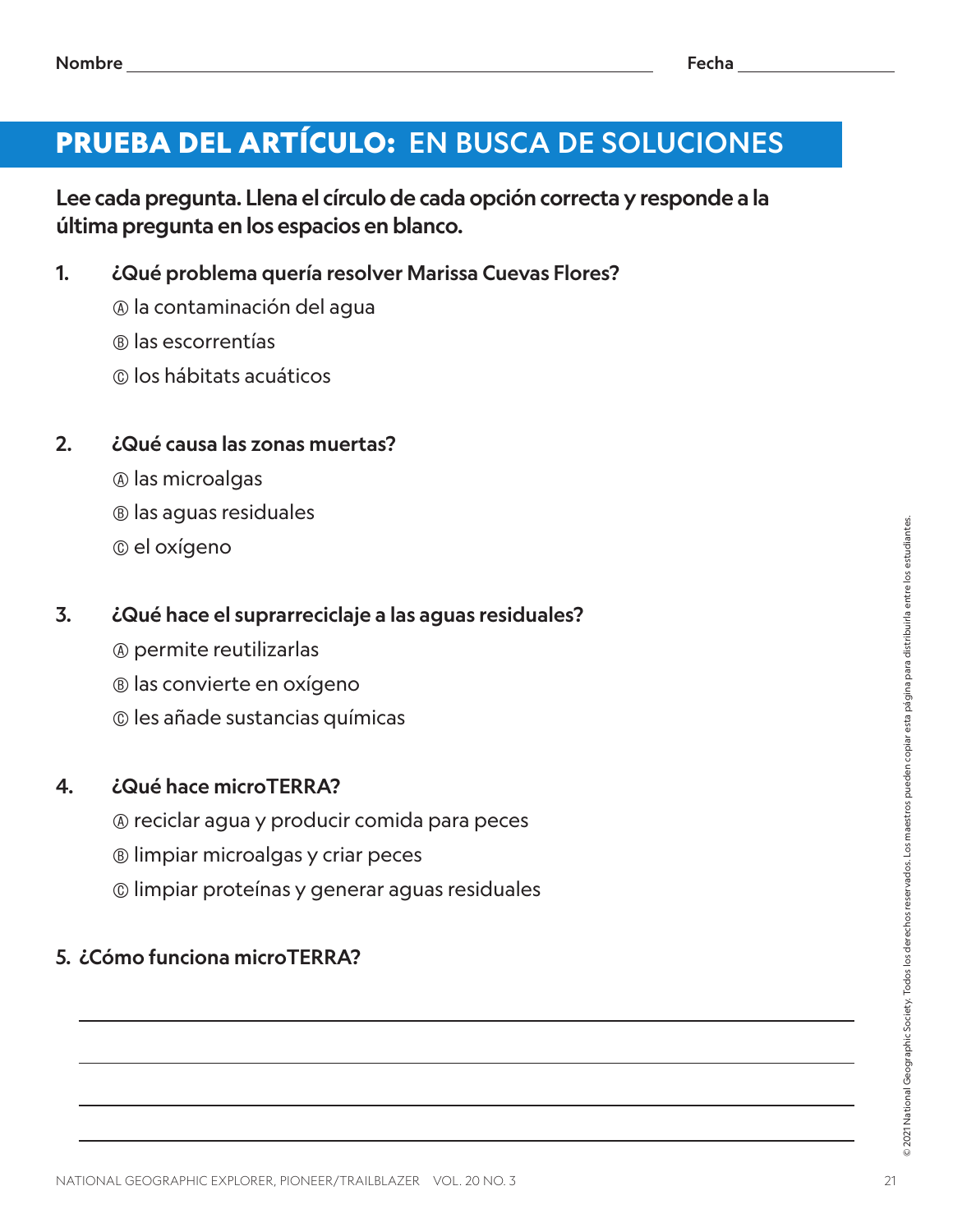Nombre ______________________ Fecha ____________

# PRUEBA DEL ARTÍCULO: EN BUSCA DE SOLUCIONES

**Lee cada pregunta. Llena el círculo de cada opción correcta y responde a la última pregunta en los espacios en blanco.**

**1. ¿Qué problema quería resolver Marissa Cuevas Flores?**

Ⓐ la contaminación del agua

Ⓑ las escorrentías

Ⓒ los hábitats acuáticos

**2. ¿Qué causa las zonas muertas?**

Ⓐ las microalgas

Ⓑ las aguas residuales

Ⓒ el oxígeno

**3. ¿Qué hace el suprarreciclaje a las aguas residuales?**

Ⓐ permite reutilizarlas

Ⓑ las convierte en oxígeno

Ⓒ les añade sustancias químicas

**4. ¿Qué hace microTERRA?**

Ⓐ reciclar agua y producir comida para peces

Ⓑ limpiar microalgas y criar peces

Ⓒ limpiar proteínas y generar aguas residuales

**5. ¿Cómo funciona microTERRA?**

______________________________________________

______________________________________________

______________________________________________

______________________________________________

© 2021 National Geographic Society. Todos los derechos reservados. Los maestros pueden copiar esta página para distribuirla entre los estudiantes.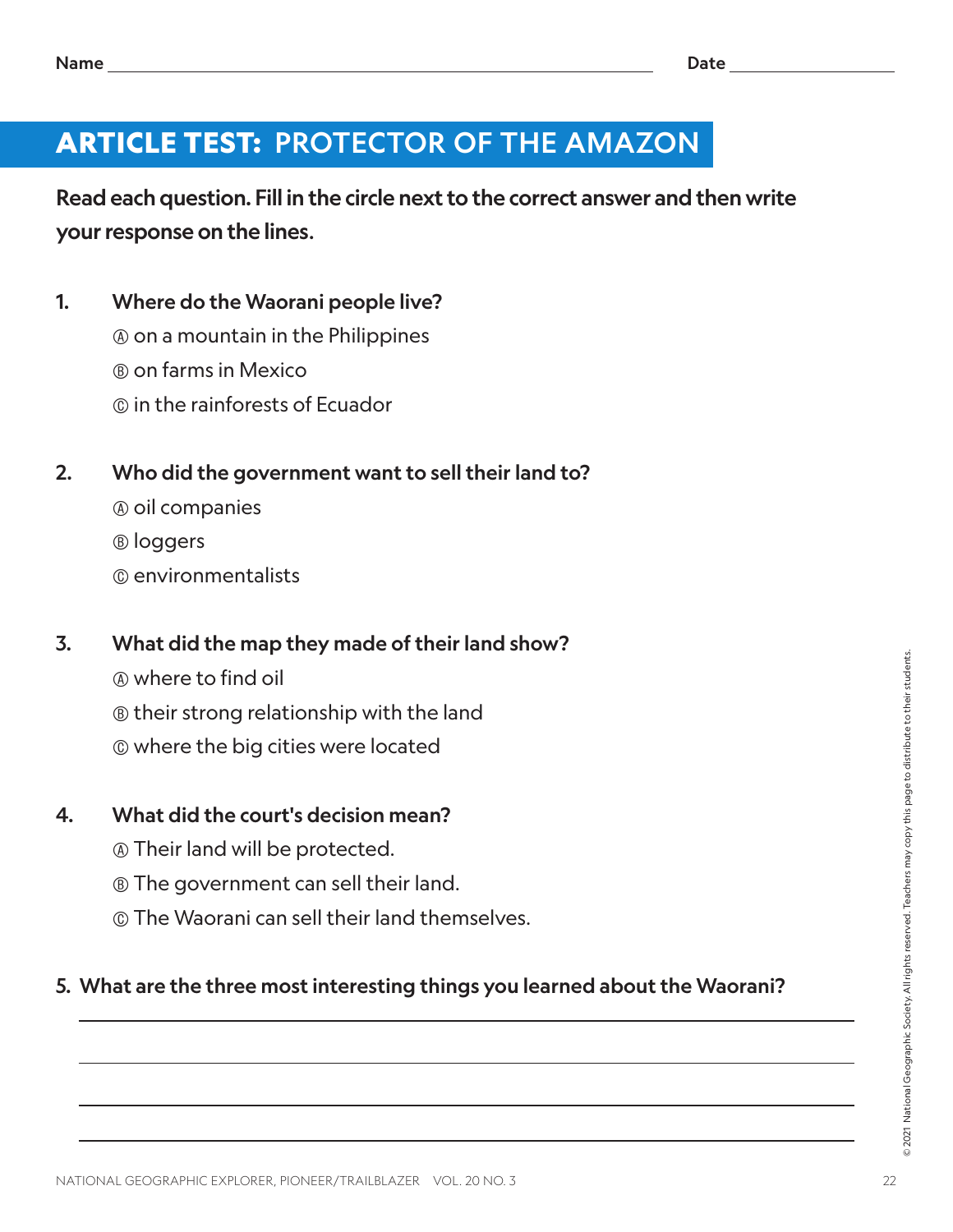Name ______________________________ Date ______________

# ARTICLE TEST: PROTECTOR OF THE AMAZON

**Read each question. Fill in the circle next to the correct answer and then write your response on the lines.**

**1. Where do the Waorani people live?**

Ⓐ on a mountain in the Philippines

Ⓑ on farms in Mexico

Ⓒ in the rainforests of Ecuador

**2. Who did the government want to sell their land to?**

Ⓐ oil companies

Ⓑ loggers

Ⓒ environmentalists

**3. What did the map they made of their land show?**

Ⓐ where to find oil

Ⓑ their strong relationship with the land

Ⓒ where the big cities were located

**4. What did the court's decision mean?**

Ⓐ Their land will be protected.

Ⓑ The government can sell their land.

Ⓒ The Waorani can sell their land themselves.

**5. What are the three most interesting things you learned about the Waorani?**

______________________________________________________________

______________________________________________________________

______________________________________________________________

______________________________________________________________

© 2021 National Geographic Society. All rights reserved. Teachers may copy this page to distribute to their students.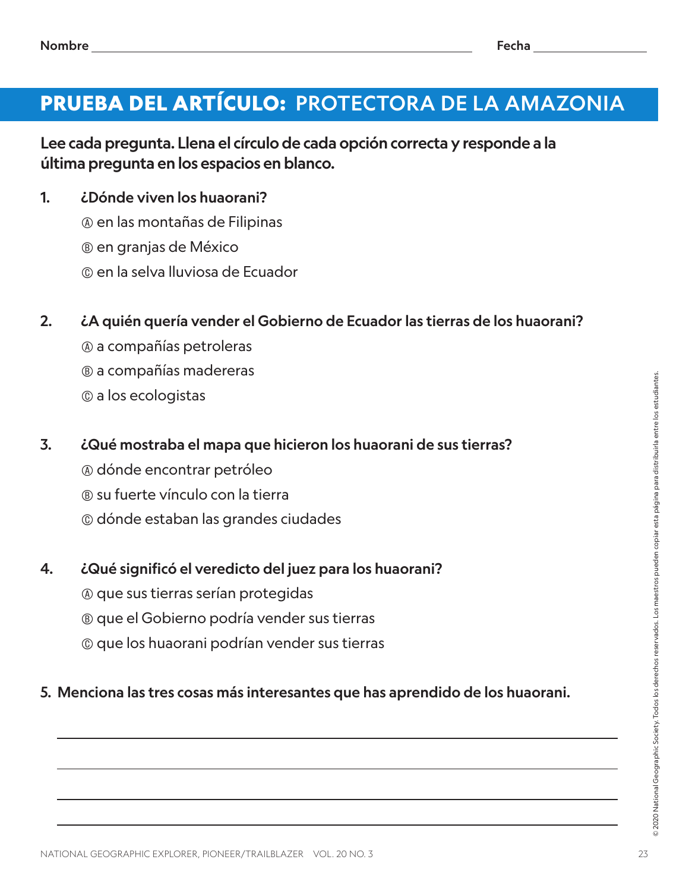Nombre ______________________________ Fecha ______________

# PRUEBA DEL ARTÍCULO: PROTECTORA DE LA AMAZONIA

**Lee cada pregunta. Llena el círculo de cada opción correcta y responde a la última pregunta en los espacios en blanco.**

1. **¿Dónde viven los huaorani?**

   Ⓐ en las montañas de Filipinas

   Ⓑ en granjas de México

   Ⓒ en la selva lluviosa de Ecuador

2. **¿A quién quería vender el Gobierno de Ecuador las tierras de los huaorani?**

   Ⓐ a compañías petroleras

   Ⓑ a compañías madereras

   Ⓒ a los ecologistas

3. **¿Qué mostraba el mapa que hicieron los huaorani de sus tierras?**

   Ⓐ dónde encontrar petróleo

   Ⓑ su fuerte vínculo con la tierra

   Ⓒ dónde estaban las grandes ciudades

4. **¿Qué significó el veredicto del juez para los huaorani?**

   Ⓐ que sus tierras serían protegidas

   Ⓑ que el Gobierno podría vender sus tierras

   Ⓒ que los huaorani podrían vender sus tierras

5. **Menciona las tres cosas más interesantes que has aprendido de los huaorani.**

______________________________________________________________

______________________________________________________________

______________________________________________________________

______________________________________________________________

© 2020 National Geographic Society. Todos los derechos reservados. Los maestros pueden copiar esta página para distribuirla entre los estudiantes.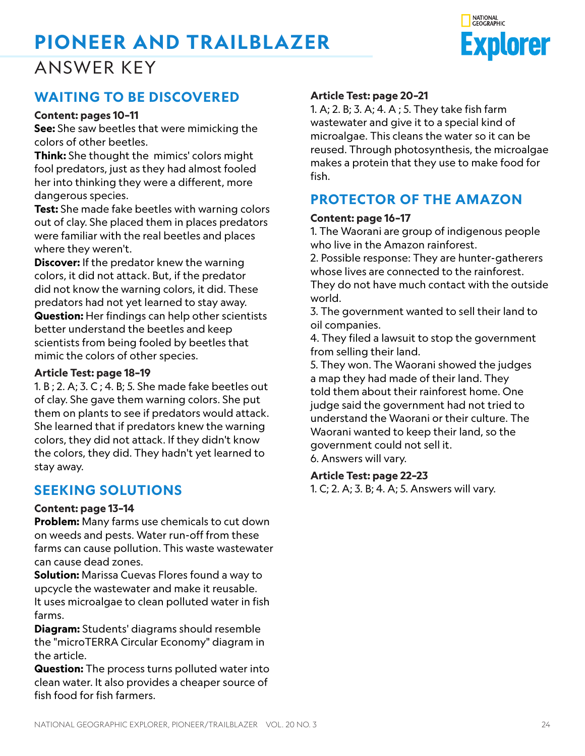# PIONEER AND TRAILBLAZER

## ANSWER KEY

## WAITING TO BE DISCOVERED

**Content: pages 10-11**

**See:** She saw beetles that were mimicking the colors of other beetles.

**Think:** She thought the mimics' colors might fool predators, just as they had almost fooled her into thinking they were a different, more dangerous species.

**Test:** She made fake beetles with warning colors out of clay. She placed them in places predators were familiar with the real beetles and places where they weren't.

**Discover:** If the predator knew the warning colors, it did not attack. But, if the predator did not know the warning colors, it did. These predators had not yet learned to stay away.

**Question:** Her findings can help other scientists better understand the beetles and keep scientists from being fooled by beetles that mimic the colors of other species.

**Article Test: page 18–19**

1. B ; 2. A; 3. C ; 4. B; 5. She made fake beetles out of clay. She gave them warning colors. She put them on plants to see if predators would attack. She learned that if predators knew the warning colors, they did not attack. If they didn't know the colors, they did. They hadn't yet learned to stay away.

## SEEKING SOLUTIONS

**Content: page 13–14**

**Problem:** Many farms use chemicals to cut down on weeds and pests. Water run-off from these farms can cause pollution. This waste wastewater can cause dead zones.

**Solution:** Marissa Cuevas Flores found a way to upcycle the wastewater and make it reusable. It uses microalgae to clean polluted water in fish farms.

**Diagram:** Students' diagrams should resemble the "microTERRA Circular Economy" diagram in the article.

**Question:** The process turns polluted water into clean water. It also provides a cheaper source of fish food for fish farmers.

**Article Test: page 20-21**

1. A; 2. B; 3. A; 4. A ; 5. They take fish farm wastewater and give it to a special kind of microalgae. This cleans the water so it can be reused. Through photosynthesis, the microalgae makes a protein that they use to make food for fish.

## PROTECTOR OF THE AMAZON

**Content: page 16–17**

1. The Waorani are group of indigenous people who live in the Amazon rainforest.
2. Possible response: They are hunter-gatherers whose lives are connected to the rainforest. They do not have much contact with the outside world.
3. The government wanted to sell their land to oil companies.
4. They filed a lawsuit to stop the government from selling their land.
5. They won. The Waorani showed the judges a map they had made of their land. They told them about their rainforest home. One judge said the government had not tried to understand the Waorani or their culture. The Waorani wanted to keep their land, so the government could not sell it.
6. Answers will vary.

**Article Test: page 22–23**

1. C; 2. A; 3. B; 4. A; 5. Answers will vary.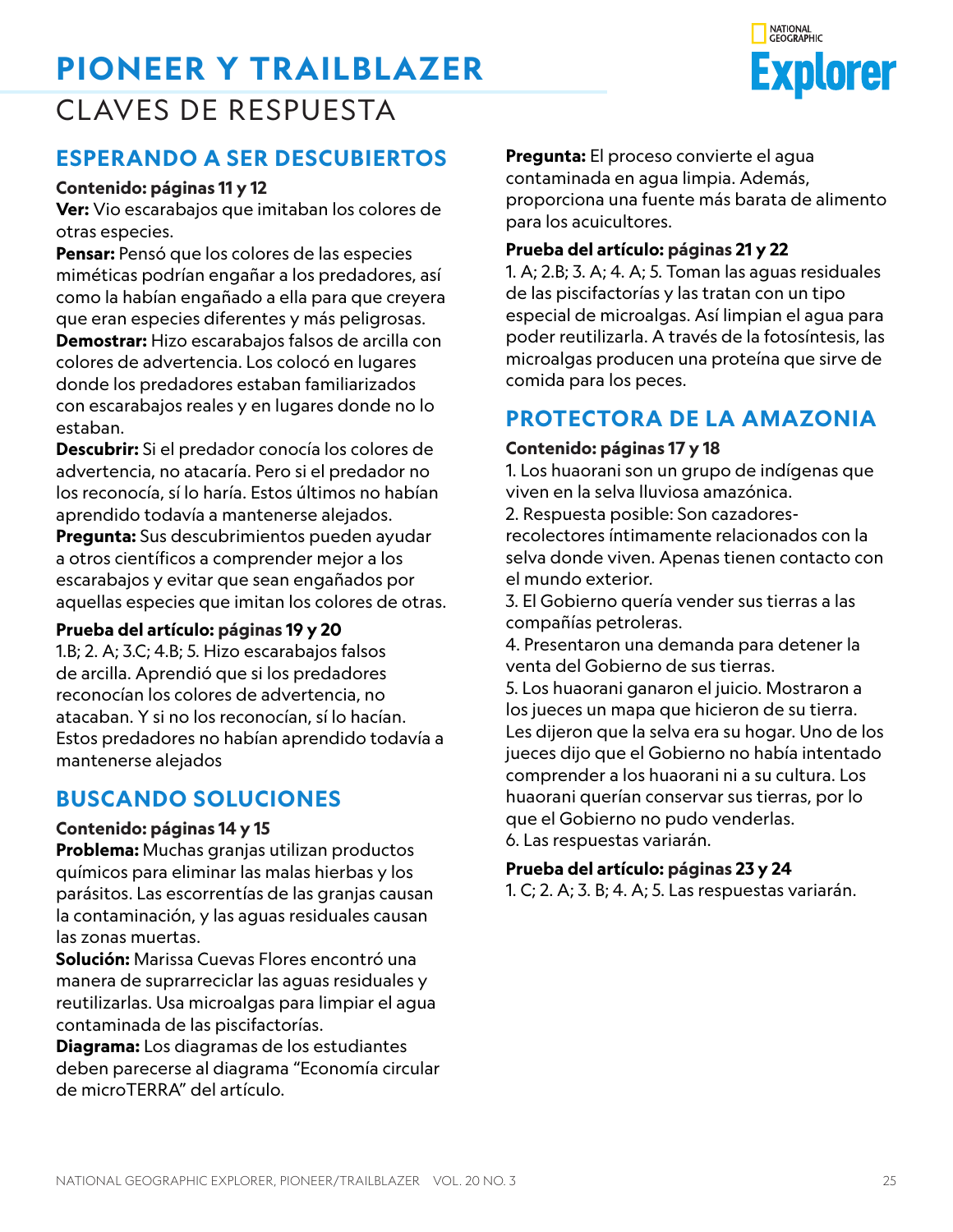# PIONEER Y TRAILBLAZER

## CLAVES DE RESPUESTA

### ESPERANDO A SER DESCUBIERTOS

**Contenido: páginas 11 y 12**

**Ver:** Vio escarabajos que imitaban los colores de otras especies.

**Pensar:** Pensó que los colores de las especies miméticas podrían engañar a los predadores, así como la habían engañado a ella para que creyera que eran especies diferentes y más peligrosas.

**Demostrar:** Hizo escarabajos falsos de arcilla con colores de advertencia. Los colocó en lugares donde los predadores estaban familiarizados con escarabajos reales y en lugares donde no lo estaban.

**Descubrir:** Si el predador conocía los colores de advertencia, no atacaría. Pero si el predador no los reconocía, sí lo haría. Estos últimos no habían aprendido todavía a mantenerse alejados.

**Pregunta:** Sus descubrimientos pueden ayudar a otros científicos a comprender mejor a los escarabajos y evitar que sean engañados por aquellas especies que imitan los colores de otras.

**Prueba del artículo: páginas 19 y 20**

1.B; 2. A; 3.C; 4.B; 5. Hizo escarabajos falsos de arcilla. Aprendió que si los predadores reconocían los colores de advertencia, no atacaban. Y si no los reconocían, sí lo hacían. Estos predadores no habían aprendido todavía a mantenerse alejados

### BUSCANDO SOLUCIONES

**Contenido: páginas 14 y 15**

**Problema:** Muchas granjas utilizan productos químicos para eliminar las malas hierbas y los parásitos. Las escorrentías de las granjas causan la contaminación, y las aguas residuales causan las zonas muertas.

**Solución:** Marissa Cuevas Flores encontró una manera de suprarreciclar las aguas residuales y reutilizarlas. Usa microalgas para limpiar el agua contaminada de las piscifactorías.

**Diagrama:** Los diagramas de los estudiantes deben parecerse al diagrama "Economía circular de microTERRA" del artículo.

**Pregunta:** El proceso convierte el agua contaminada en agua limpia. Además, proporciona una fuente más barata de alimento para los acuicultores.

**Prueba del artículo: páginas 21 y 22**

1. A; 2.B; 3. A; 4. A; 5. Toman las aguas residuales de las piscifactorías y las tratan con un tipo especial de microalgas. Así limpian el agua para poder reutilizarla. A través de la fotosíntesis, las microalgas producen una proteína que sirve de comida para los peces.

### PROTECTORA DE LA AMAZONIA

**Contenido: páginas 17 y 18**

1. Los huaorani son un grupo de indígenas que viven en la selva lluviosa amazónica.
2. Respuesta posible: Son cazadores-recolectores íntimamente relacionados con la selva donde viven. Apenas tienen contacto con el mundo exterior.
3. El Gobierno quería vender sus tierras a las compañías petroleras.
4. Presentaron una demanda para detener la venta del Gobierno de sus tierras.
5. Los huaorani ganaron el juicio. Mostraron a los jueces un mapa que hicieron de su tierra. Les dijeron que la selva era su hogar. Uno de los jueces dijo que el Gobierno no había intentado comprender a los huaorani ni a su cultura. Los huaorani querían conservar sus tierras, por lo que el Gobierno no pudo venderlas.
6. Las respuestas variarán.

**Prueba del artículo: páginas 23 y 24**

1. C; 2. A; 3. B; 4. A; 5. Las respuestas variarán.